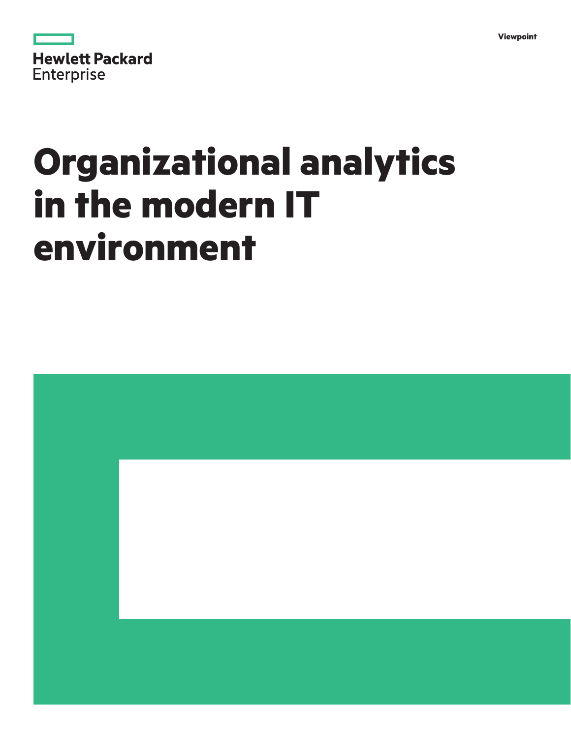Hewlett Packard Enterprise

Viewpoint

# Organizational analytics in the modern IT environment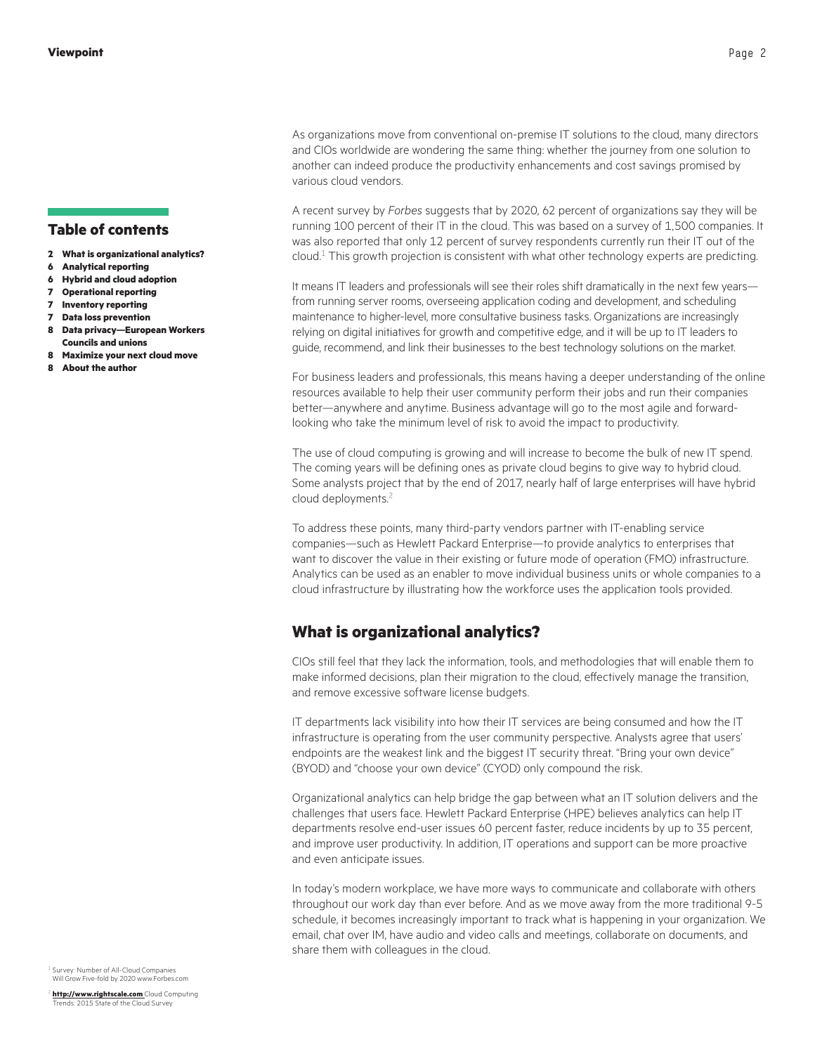## Table of contents

- 2 What is organizational analytics?
- 6 Analytical reporting
- 6 Hybrid and cloud adoption
- 7 Operational reporting
- 7 Inventory reporting
- 7 Data loss prevention
- 8 Data privacy—European Workers Councils and unions
- 8 Maximize your next cloud move
- 8 About the author

As organizations move from conventional on-premise IT solutions to the cloud, many directors and CIOs worldwide are wondering the same thing: whether the journey from one solution to another can indeed produce the productivity enhancements and cost savings promised by various cloud vendors.

A recent survey by *Forbes* suggests that by 2020, 62 percent of organizations say they will be running 100 percent of their IT in the cloud. This was based on a survey of 1,500 companies. It was also reported that only 12 percent of survey respondents currently run their IT out of the cloud.[1] This growth projection is consistent with what other technology experts are predicting.

It means IT leaders and professionals will see their roles shift dramatically in the next few years—from running server rooms, overseeing application coding and development, and scheduling maintenance to higher-level, more consultative business tasks. Organizations are increasingly relying on digital initiatives for growth and competitive edge, and it will be up to IT leaders to guide, recommend, and link their businesses to the best technology solutions on the market.

For business leaders and professionals, this means having a deeper understanding of the online resources available to help their user community perform their jobs and run their companies better—anywhere and anytime. Business advantage will go to the most agile and forward-looking who take the minimum level of risk to avoid the impact to productivity.

The use of cloud computing is growing and will increase to become the bulk of new IT spend. The coming years will be defining ones as private cloud begins to give way to hybrid cloud. Some analysts project that by the end of 2017, nearly half of large enterprises will have hybrid cloud deployments.[2]

To address these points, many third-party vendors partner with IT-enabling service companies—such as Hewlett Packard Enterprise—to provide analytics to enterprises that want to discover the value in their existing or future mode of operation (FMO) infrastructure. Analytics can be used as an enabler to move individual business units or whole companies to a cloud infrastructure by illustrating how the workforce uses the application tools provided.

## What is organizational analytics?

CIOs still feel that they lack the information, tools, and methodologies that will enable them to make informed decisions, plan their migration to the cloud, effectively manage the transition, and remove excessive software license budgets.

IT departments lack visibility into how their IT services are being consumed and how the IT infrastructure is operating from the user community perspective. Analysts agree that users' endpoints are the weakest link and the biggest IT security threat. "Bring your own device" (BYOD) and "choose your own device" (CYOD) only compound the risk.

Organizational analytics can help bridge the gap between what an IT solution delivers and the challenges that users face. Hewlett Packard Enterprise (HPE) believes analytics can help IT departments resolve end-user issues 60 percent faster, reduce incidents by up to 35 percent, and improve user productivity. In addition, IT operations and support can be more proactive and even anticipate issues.

In today's modern workplace, we have more ways to communicate and collaborate with others throughout our work day than ever before. And as we move away from the more traditional 9-5 schedule, it becomes increasingly important to track what is happening in your organization. We email, chat over IM, have audio and video calls and meetings, collaborate on documents, and share them with colleagues in the cloud.

[1] Survey: Number of All-Cloud Companies Will Grow Five-fold by 2020 www.Forbes.com

[2] **http://www.rightscale.com** Cloud Computing Trends: 2015 State of the Cloud Survey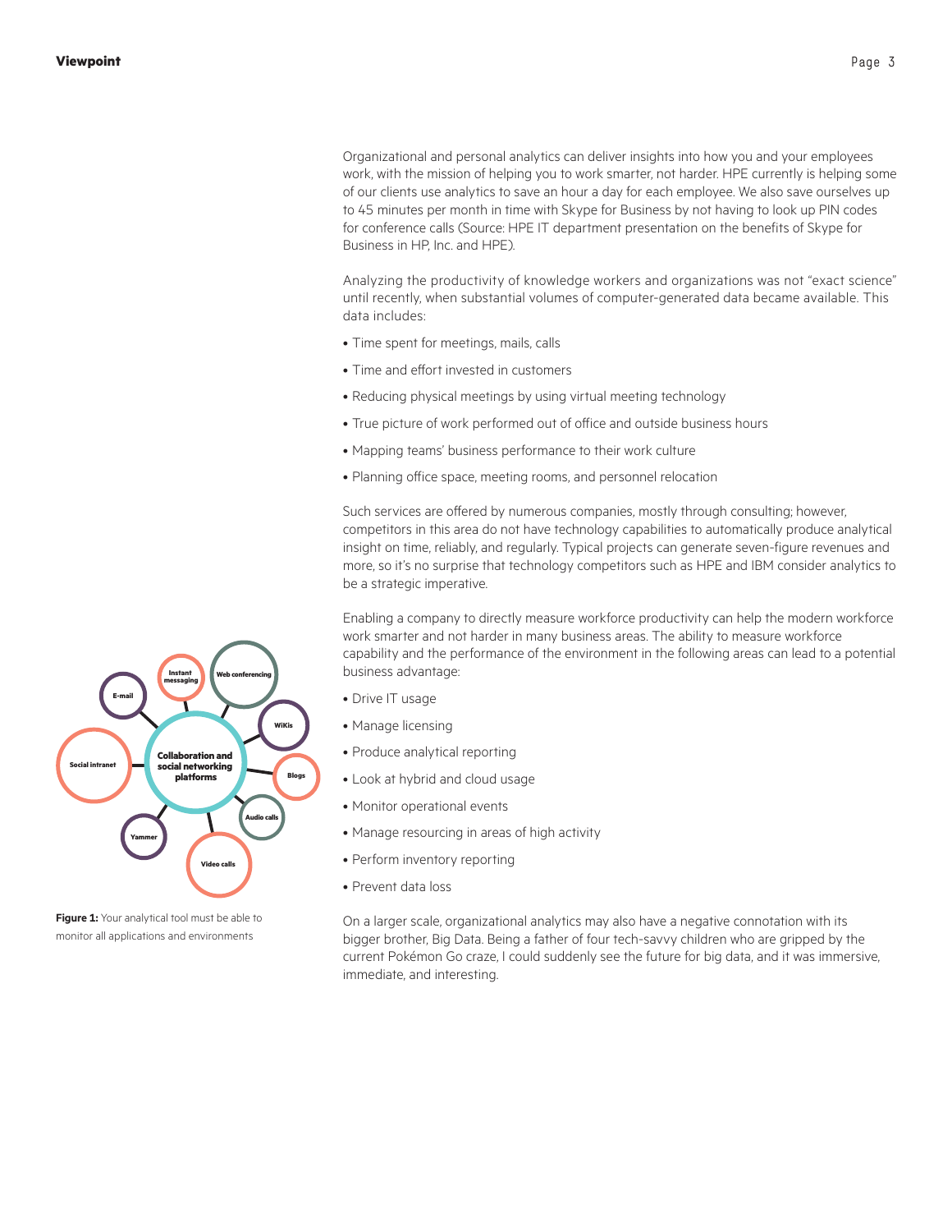Organizational and personal analytics can deliver insights into how you and your employees work, with the mission of helping you to work smarter, not harder. HPE currently is helping some of our clients use analytics to save an hour a day for each employee. We also save ourselves up to 45 minutes per month in time with Skype for Business by not having to look up PIN codes for conference calls (Source: HPE IT department presentation on the benefits of Skype for Business in HP, Inc. and HPE).

Analyzing the productivity of knowledge workers and organizations was not "exact science" until recently, when substantial volumes of computer-generated data became available. This data includes:

- Time spent for meetings, mails, calls
- Time and effort invested in customers
- Reducing physical meetings by using virtual meeting technology
- True picture of work performed out of office and outside business hours
- Mapping teams' business performance to their work culture
- Planning office space, meeting rooms, and personnel relocation

Such services are offered by numerous companies, mostly through consulting; however, competitors in this area do not have technology capabilities to automatically produce analytical insight on time, reliably, and regularly. Typical projects can generate seven-figure revenues and more, so it's no surprise that technology competitors such as HPE and IBM consider analytics to be a strategic imperative.

Enabling a company to directly measure workforce productivity can help the modern workforce work smarter and not harder in many business areas. The ability to measure workforce capability and the performance of the environment in the following areas can lead to a potential business advantage:

- Drive IT usage
- Manage licensing
- Produce analytical reporting
- Look at hybrid and cloud usage
- Monitor operational events
- Manage resourcing in areas of high activity
- Perform inventory reporting
- Prevent data loss

On a larger scale, organizational analytics may also have a negative connotation with its bigger brother, Big Data. Being a father of four tech-savvy children who are gripped by the current Pokémon Go craze, I could suddenly see the future for big data, and it was immersive, immediate, and interesting.

**Figure 1:** Your analytical tool must be able to monitor all applications and environments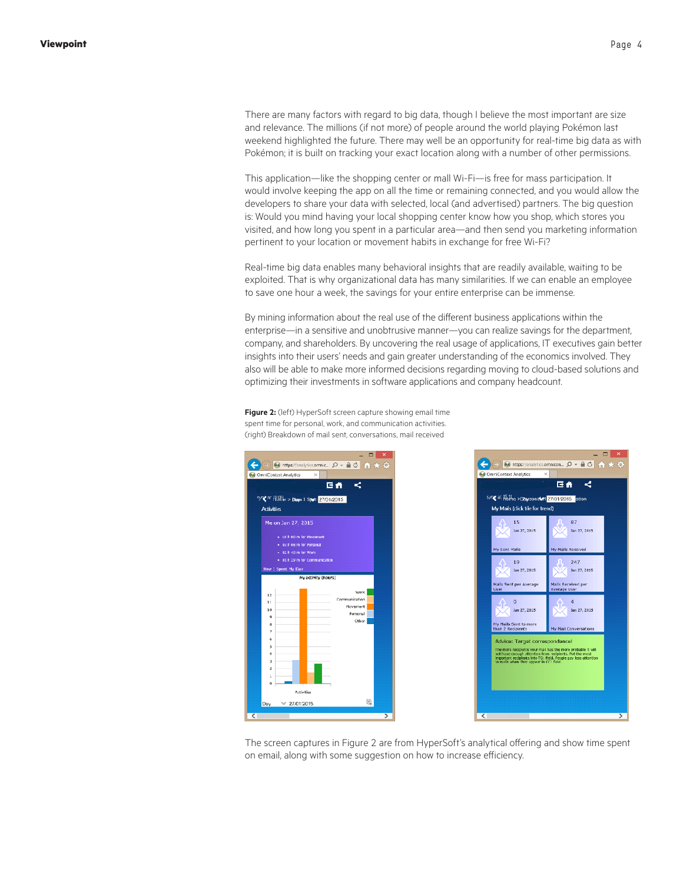There are many factors with regard to big data, though I believe the most important are size and relevance. The millions (if not more) of people around the world playing Pokémon last weekend highlighted the future. There may well be an opportunity for real-time big data as with Pokémon; it is built on tracking your exact location along with a number of other permissions.

This application—like the shopping center or mall Wi-Fi—is free for mass participation. It would involve keeping the app on all the time or remaining connected, and you would allow the developers to share your data with selected, local (and advertised) partners. The big question is: Would you mind having your local shopping center know how you shop, which stores you visited, and how long you spent in a particular area—and then send you marketing information pertinent to your location or movement habits in exchange for free Wi-Fi?

Real-time big data enables many behavioral insights that are readily available, waiting to be exploited. That is why organizational data has many similarities. If we can enable an employee to save one hour a week, the savings for your entire enterprise can be immense.

By mining information about the real use of the different business applications within the enterprise—in a sensitive and unobtrusive manner—you can realize savings for the department, company, and shareholders. By uncovering the real usage of applications, IT executives gain better insights into their users' needs and gain greater understanding of the economics involved. They also will be able to make more informed decisions regarding moving to cloud-based solutions and optimizing their investments in software applications and company headcount.

**Figure 2:** (left) HyperSoft screen capture showing email time spent time for personal, work, and communication activities. (right) Breakdown of mail sent, conversations, mail received

The screen captures in Figure 2 are from HyperSoft's analytical offering and show time spent on email, along with some suggestion on how to increase efficiency.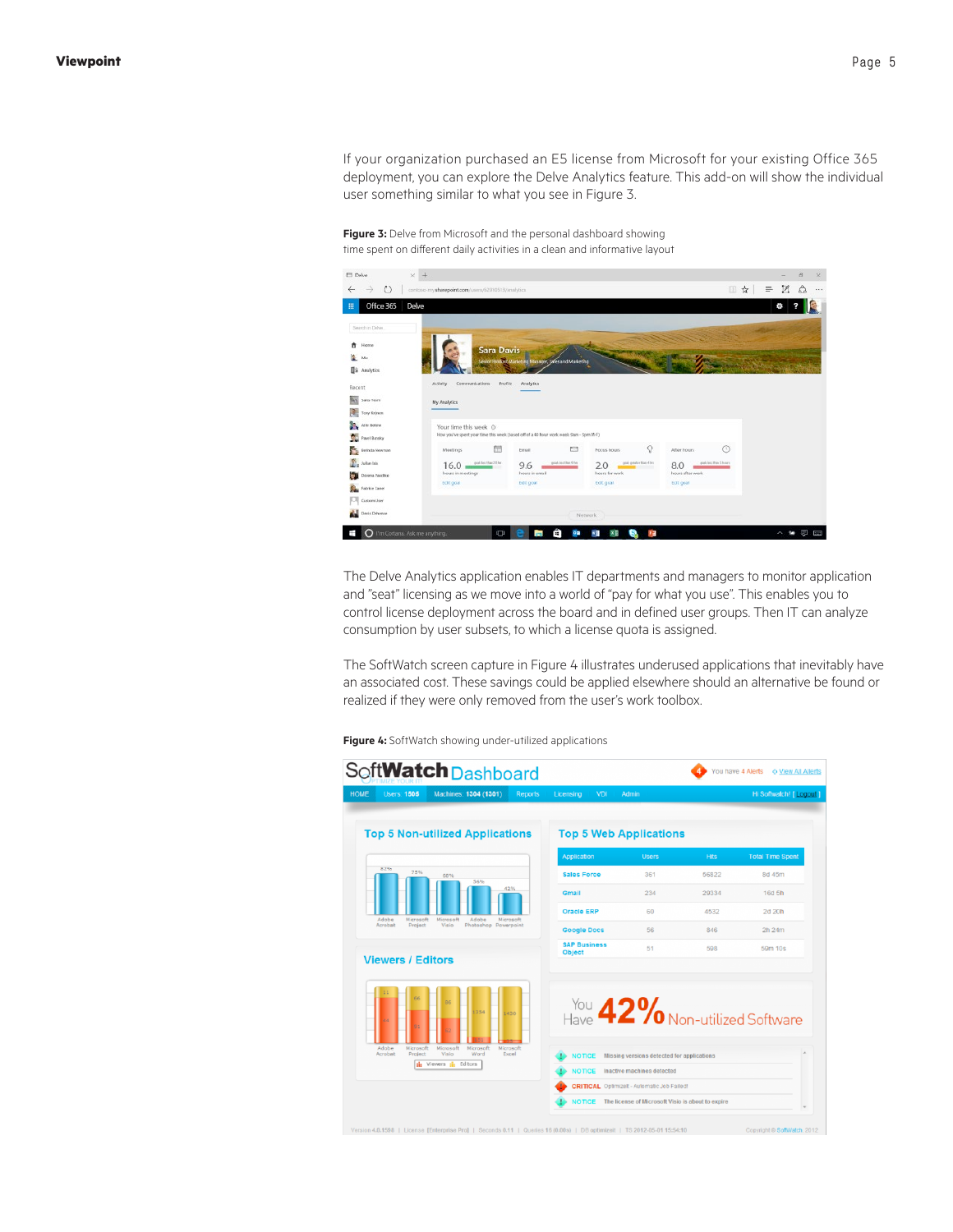If your organization purchased an E5 license from Microsoft for your existing Office 365 deployment, you can explore the Delve Analytics feature. This add-on will show the individual user something similar to what you see in Figure 3.

**Figure 3:** Delve from Microsoft and the personal dashboard showing time spent on different daily activities in a clean and informative layout

The Delve Analytics application enables IT departments and managers to monitor application and "seat" licensing as we move into a world of "pay for what you use". This enables you to control license deployment across the board and in defined user groups. Then IT can analyze consumption by user subsets, to which a license quota is assigned.

The SoftWatch screen capture in Figure 4 illustrates underused applications that inevitably have an associated cost. These savings could be applied elsewhere should an alternative be found or realized if they were only removed from the user's work toolbox.

**Figure 4:** SoftWatch showing under-utilized applications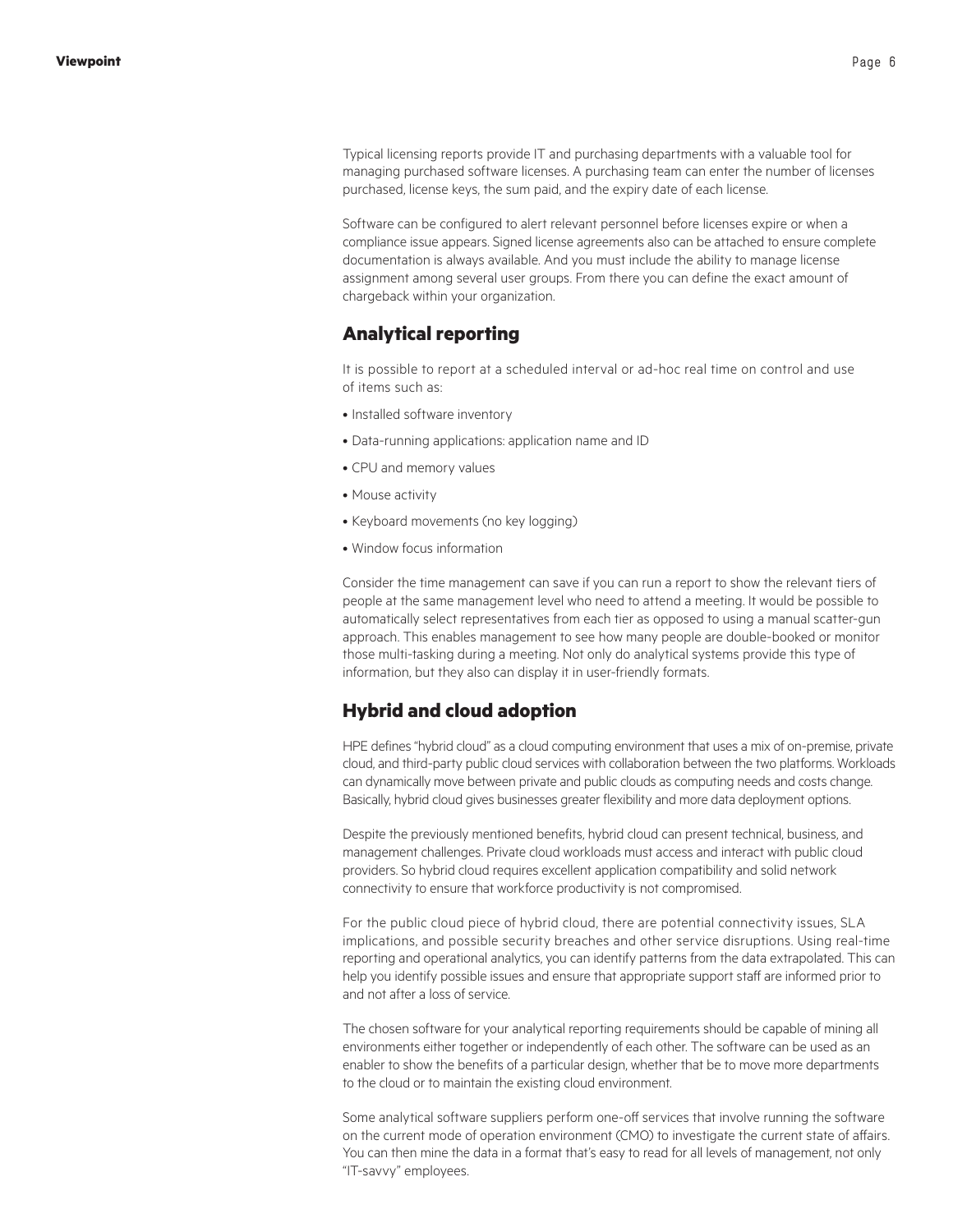Typical licensing reports provide IT and purchasing departments with a valuable tool for managing purchased software licenses. A purchasing team can enter the number of licenses purchased, license keys, the sum paid, and the expiry date of each license.

Software can be configured to alert relevant personnel before licenses expire or when a compliance issue appears. Signed license agreements also can be attached to ensure complete documentation is always available. And you must include the ability to manage license assignment among several user groups. From there you can define the exact amount of chargeback within your organization.

## Analytical reporting

It is possible to report at a scheduled interval or ad-hoc real time on control and use of items such as:

- Installed software inventory
- Data-running applications: application name and ID
- CPU and memory values
- Mouse activity
- Keyboard movements (no key logging)
- Window focus information

Consider the time management can save if you can run a report to show the relevant tiers of people at the same management level who need to attend a meeting. It would be possible to automatically select representatives from each tier as opposed to using a manual scatter-gun approach. This enables management to see how many people are double-booked or monitor those multi-tasking during a meeting. Not only do analytical systems provide this type of information, but they also can display it in user-friendly formats.

## Hybrid and cloud adoption

HPE defines "hybrid cloud" as a cloud computing environment that uses a mix of on-premise, private cloud, and third-party public cloud services with collaboration between the two platforms. Workloads can dynamically move between private and public clouds as computing needs and costs change. Basically, hybrid cloud gives businesses greater flexibility and more data deployment options.

Despite the previously mentioned benefits, hybrid cloud can present technical, business, and management challenges. Private cloud workloads must access and interact with public cloud providers. So hybrid cloud requires excellent application compatibility and solid network connectivity to ensure that workforce productivity is not compromised.

For the public cloud piece of hybrid cloud, there are potential connectivity issues, SLA implications, and possible security breaches and other service disruptions. Using real-time reporting and operational analytics, you can identify patterns from the data extrapolated. This can help you identify possible issues and ensure that appropriate support staff are informed prior to and not after a loss of service.

The chosen software for your analytical reporting requirements should be capable of mining all environments either together or independently of each other. The software can be used as an enabler to show the benefits of a particular design, whether that be to move more departments to the cloud or to maintain the existing cloud environment.

Some analytical software suppliers perform one-off services that involve running the software on the current mode of operation environment (CMO) to investigate the current state of affairs. You can then mine the data in a format that's easy to read for all levels of management, not only "IT-savvy" employees.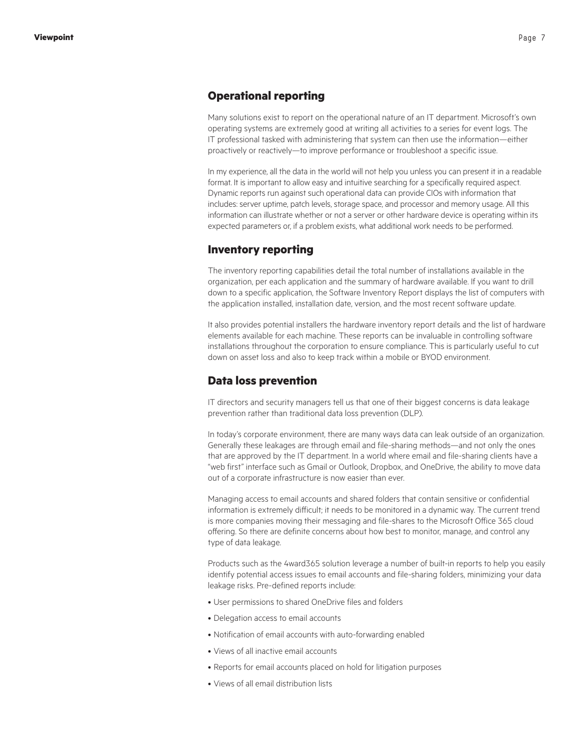## Operational reporting

Many solutions exist to report on the operational nature of an IT department. Microsoft's own operating systems are extremely good at writing all activities to a series for event logs. The IT professional tasked with administering that system can then use the information—either proactively or reactively—to improve performance or troubleshoot a specific issue.

In my experience, all the data in the world will not help you unless you can present it in a readable format. It is important to allow easy and intuitive searching for a specifically required aspect. Dynamic reports run against such operational data can provide CIOs with information that includes: server uptime, patch levels, storage space, and processor and memory usage. All this information can illustrate whether or not a server or other hardware device is operating within its expected parameters or, if a problem exists, what additional work needs to be performed.

## Inventory reporting

The inventory reporting capabilities detail the total number of installations available in the organization, per each application and the summary of hardware available. If you want to drill down to a specific application, the Software Inventory Report displays the list of computers with the application installed, installation date, version, and the most recent software update.

It also provides potential installers the hardware inventory report details and the list of hardware elements available for each machine. These reports can be invaluable in controlling software installations throughout the corporation to ensure compliance. This is particularly useful to cut down on asset loss and also to keep track within a mobile or BYOD environment.

## Data loss prevention

IT directors and security managers tell us that one of their biggest concerns is data leakage prevention rather than traditional data loss prevention (DLP).

In today's corporate environment, there are many ways data can leak outside of an organization. Generally these leakages are through email and file-sharing methods—and not only the ones that are approved by the IT department. In a world where email and file-sharing clients have a "web first" interface such as Gmail or Outlook, Dropbox, and OneDrive, the ability to move data out of a corporate infrastructure is now easier than ever.

Managing access to email accounts and shared folders that contain sensitive or confidential information is extremely difficult; it needs to be monitored in a dynamic way. The current trend is more companies moving their messaging and file-shares to the Microsoft Office 365 cloud offering. So there are definite concerns about how best to monitor, manage, and control any type of data leakage.

Products such as the 4ward365 solution leverage a number of built-in reports to help you easily identify potential access issues to email accounts and file-sharing folders, minimizing your data leakage risks. Pre-defined reports include:

- User permissions to shared OneDrive files and folders
- Delegation access to email accounts
- Notification of email accounts with auto-forwarding enabled
- Views of all inactive email accounts
- Reports for email accounts placed on hold for litigation purposes
- Views of all email distribution lists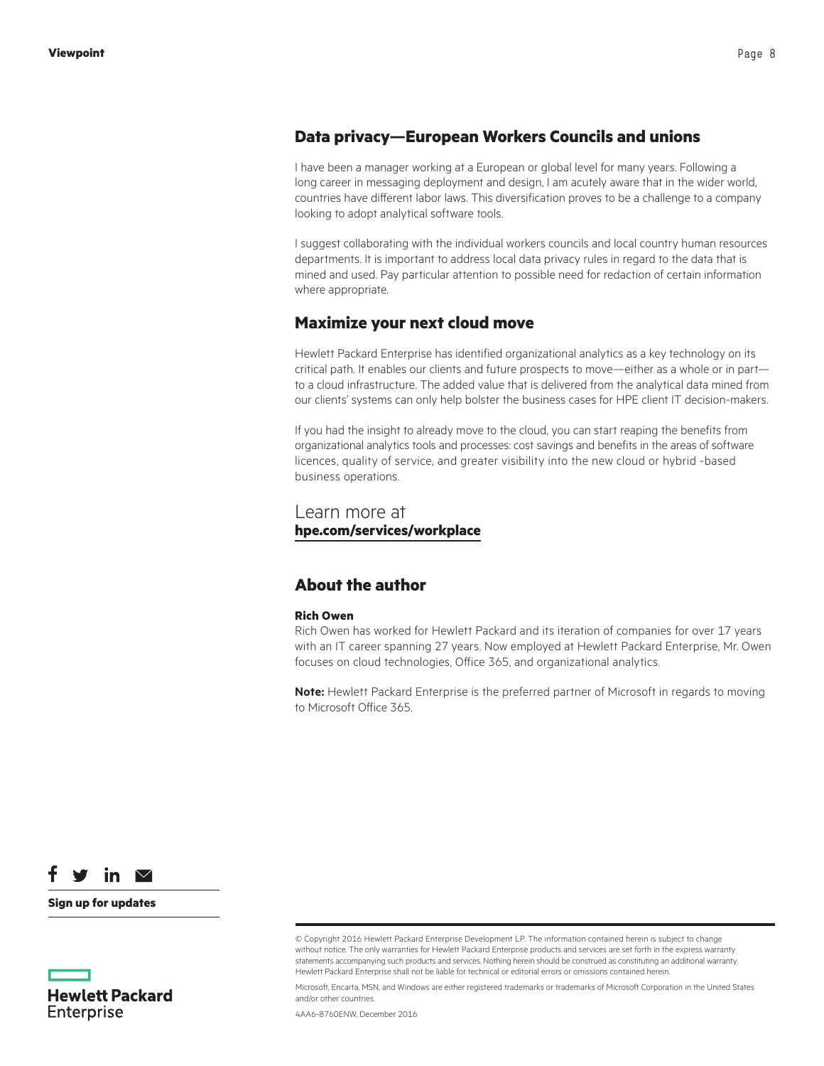## Data privacy—European Workers Councils and unions

I have been a manager working at a European or global level for many years. Following a long career in messaging deployment and design, I am acutely aware that in the wider world, countries have different labor laws. This diversification proves to be a challenge to a company looking to adopt analytical software tools.

I suggest collaborating with the individual workers councils and local country human resources departments. It is important to address local data privacy rules in regard to the data that is mined and used. Pay particular attention to possible need for redaction of certain information where appropriate.

## Maximize your next cloud move

Hewlett Packard Enterprise has identified organizational analytics as a key technology on its critical path. It enables our clients and future prospects to move—either as a whole or in part—to a cloud infrastructure. The added value that is delivered from the analytical data mined from our clients' systems can only help bolster the business cases for HPE client IT decision-makers.

If you had the insight to already move to the cloud, you can start reaping the benefits from organizational analytics tools and processes: cost savings and benefits in the areas of software licences, quality of service, and greater visibility into the new cloud or hybrid -based business operations.

Learn more at
**hpe.com/services/workplace**

## About the author

**Rich Owen**
Rich Owen has worked for Hewlett Packard and its iteration of companies for over 17 years with an IT career spanning 27 years. Now employed at Hewlett Packard Enterprise, Mr. Owen focuses on cloud technologies, Office 365, and organizational analytics.

**Note:** Hewlett Packard Enterprise is the preferred partner of Microsoft in regards to moving to Microsoft Office 365.

**Sign up for updates**

© Copyright 2016 Hewlett Packard Enterprise Development LP. The information contained herein is subject to change without notice. The only warranties for Hewlett Packard Enterprise products and services are set forth in the express warranty statements accompanying such products and services. Nothing herein should be construed as constituting an additional warranty. Hewlett Packard Enterprise shall not be liable for technical or editorial errors or omissions contained herein.

Microsoft, Encarta, MSN, and Windows are either registered trademarks or trademarks of Microsoft Corporation in the United States and/or other countries.

4AA6-8760ENW, December 2016